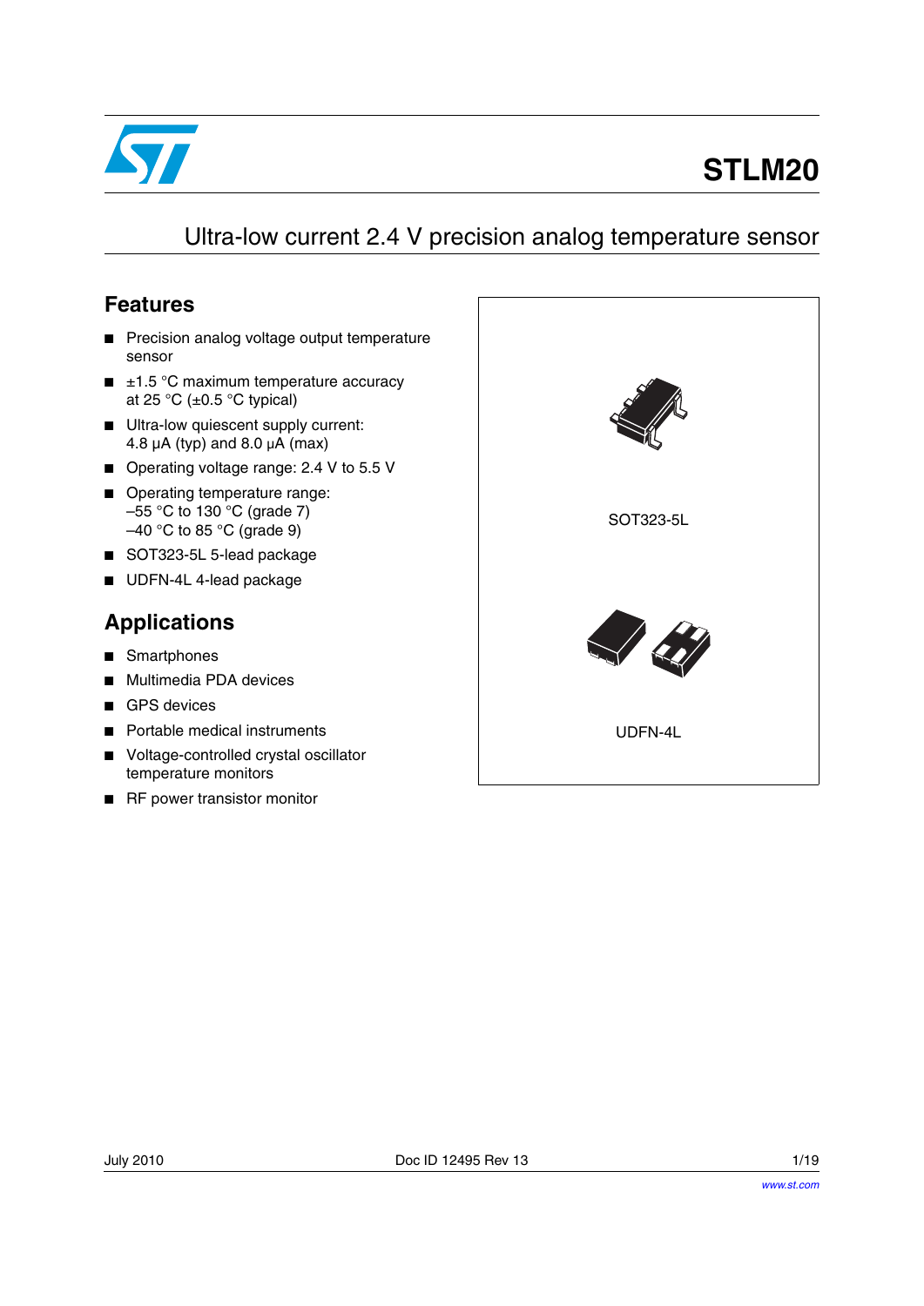# STLM20

## Ultra-low current 2.4 V precision analog temperature sensor

### Features

- Precision analog voltage output temperature sensor
- ±1.5 °C maximum temperature accuracy at 25 °C (±0.5 °C typical)
- Ultra-low quiescent supply current: 4.8 µA (typ) and 8.0 µA (max)
- Operating voltage range: 2.4 V to 5.5 V
- Operating temperature range:
  –55 °C to 130 °C (grade 7)
  –40 °C to 85 °C (grade 9)
- SOT323-5L 5-lead package
- UDFN-4L 4-lead package

### Applications

- Smartphones
- Multimedia PDA devices
- GPS devices
- Portable medical instruments
- Voltage-controlled crystal oscillator temperature monitors
- RF power transistor monitor

SOT323-5L

UDFN-4L

July 2010 Doc ID 12495 Rev 13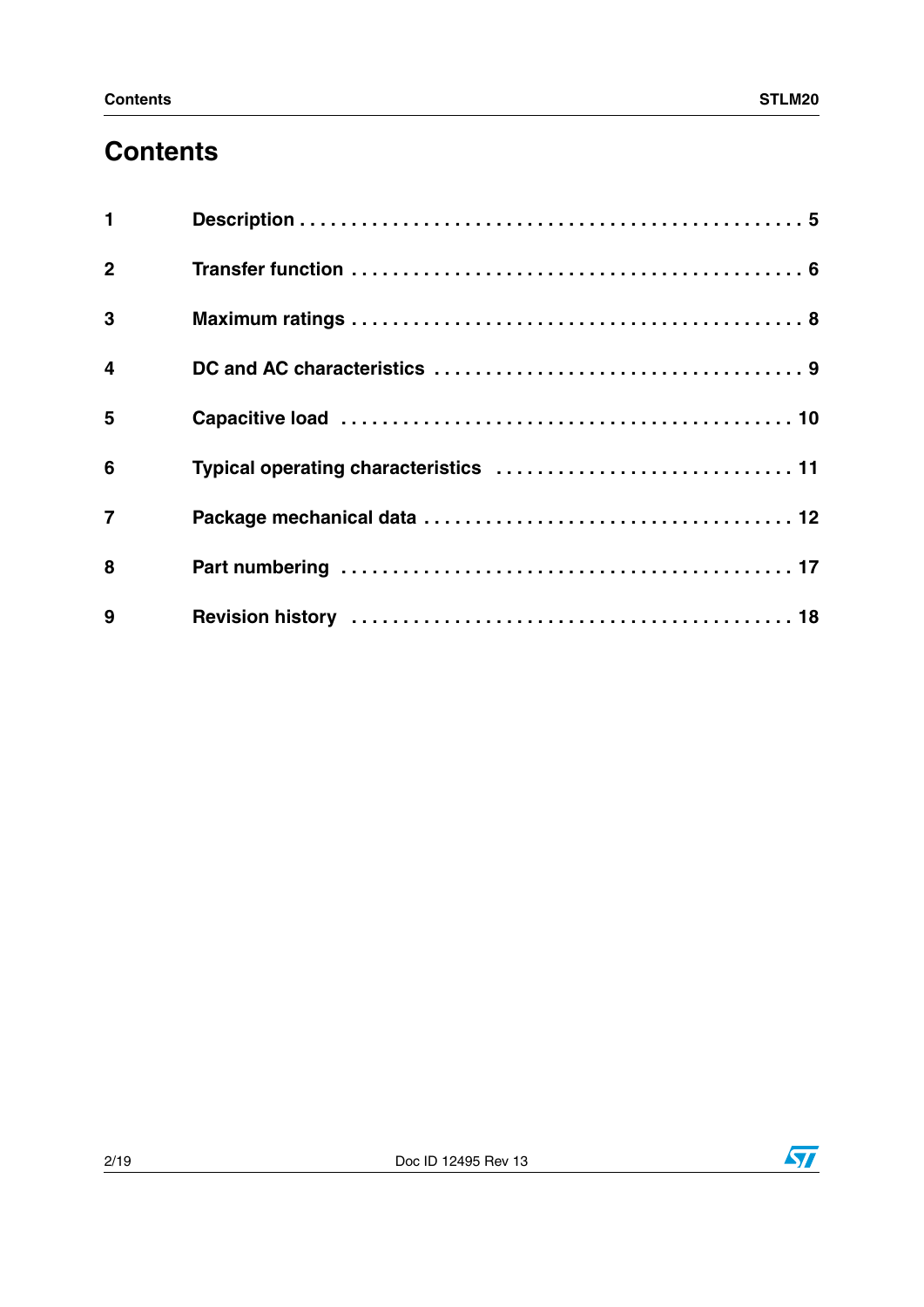# Contents

| | | |
|---|---|---|
| 1 | Description | 5 |
| 2 | Transfer function | 6 |
| 3 | Maximum ratings | 8 |
| 4 | DC and AC characteristics | 9 |
| 5 | Capacitive load | 10 |
| 6 | Typical operating characteristics | 11 |
| 7 | Package mechanical data | 12 |
| 8 | Part numbering | 17 |
| 9 | Revision history | 18 |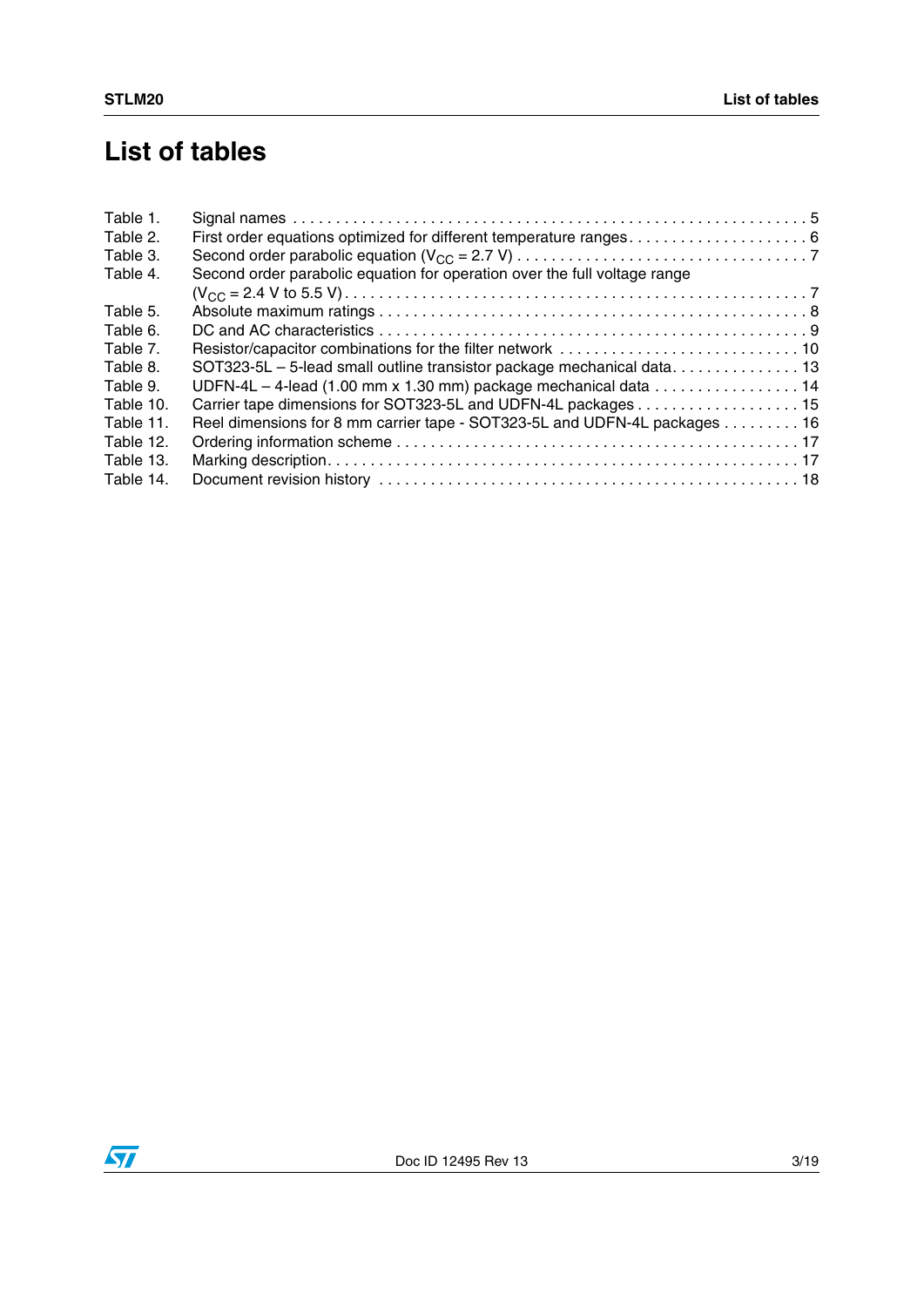# List of tables

| | | |
|---|---|---|
| Table 1. | Signal names | 5 |
| Table 2. | First order equations optimized for different temperature ranges | 6 |
| Table 3. | Second order parabolic equation ($V_{CC}$ = 2.7 V) | 7 |
| Table 4. | Second order parabolic equation for operation over the full voltage range ($V_{CC}$ = 2.4 V to 5.5 V) | 7 |
| Table 5. | Absolute maximum ratings | 8 |
| Table 6. | DC and AC characteristics | 9 |
| Table 7. | Resistor/capacitor combinations for the filter network | 10 |
| Table 8. | SOT323-5L – 5-lead small outline transistor package mechanical data | 13 |
| Table 9. | UDFN-4L – 4-lead (1.00 mm x 1.30 mm) package mechanical data | 14 |
| Table 10. | Carrier tape dimensions for SOT323-5L and UDFN-4L packages | 15 |
| Table 11. | Reel dimensions for 8 mm carrier tape - SOT323-5L and UDFN-4L packages | 16 |
| Table 12. | Ordering information scheme | 17 |
| Table 13. | Marking description | 17 |
| Table 14. | Document revision history | 18 |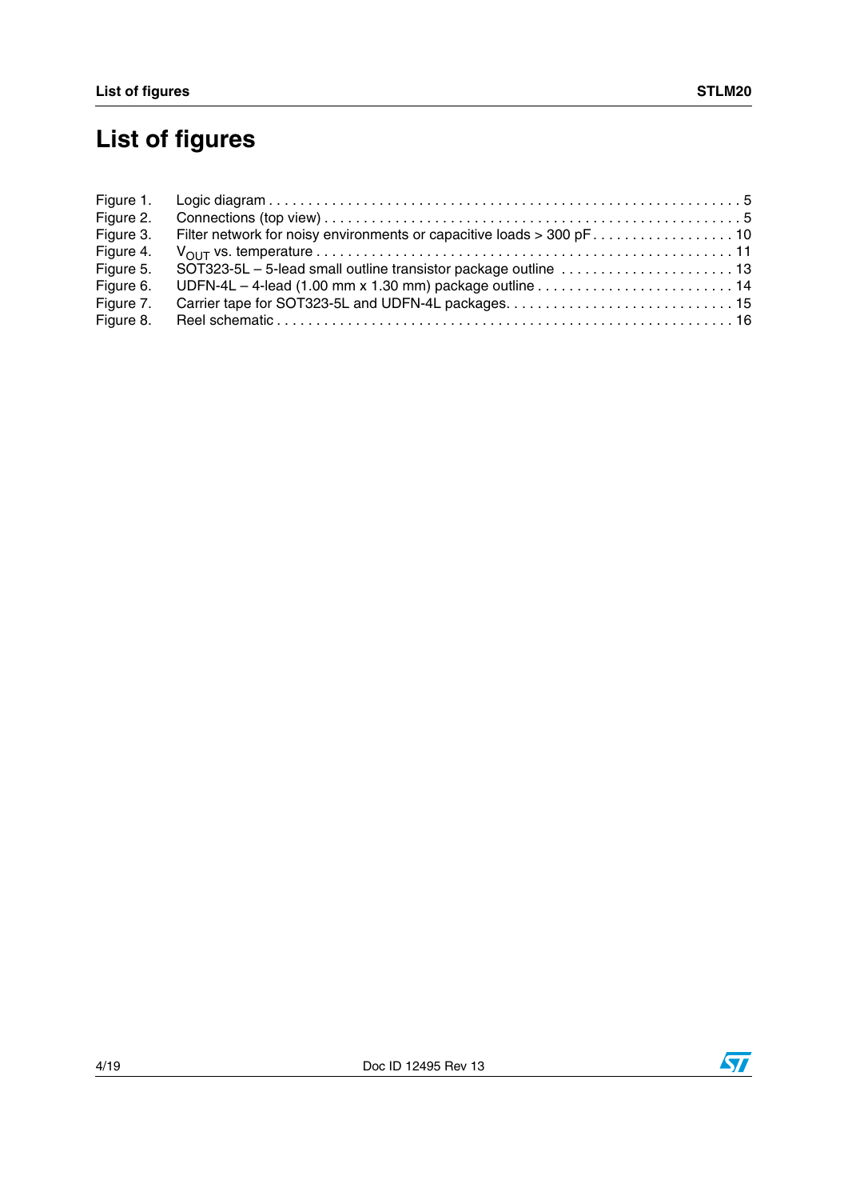# List of figures

Figure 1. Logic diagram . . . . . . . . . . . . . . . . . . . . . . . . . . . . . . . . . . . . . . . . . . . . . . . . . . . . . . . . . . . . 5
Figure 2. Connections (top view) . . . . . . . . . . . . . . . . . . . . . . . . . . . . . . . . . . . . . . . . . . . . . . . . . . . . 5
Figure 3. Filter network for noisy environments or capacitive loads > 300 pF . . . . . . . . . . . . . . . . . . 10
Figure 4. $V_{OUT}$ vs. temperature . . . . . . . . . . . . . . . . . . . . . . . . . . . . . . . . . . . . . . . . . . . . . . . . . . 11
Figure 5. SOT323-5L – 5-lead small outline transistor package outline . . . . . . . . . . . . . . . . . . . . . . 13
Figure 6. UDFN-4L – 4-lead (1.00 mm x 1.30 mm) package outline . . . . . . . . . . . . . . . . . . . . . . . . . 14
Figure 7. Carrier tape for SOT323-5L and UDFN-4L packages. . . . . . . . . . . . . . . . . . . . . . . . . . . . . 15
Figure 8. Reel schematic . . . . . . . . . . . . . . . . . . . . . . . . . . . . . . . . . . . . . . . . . . . . . . . . . . . . . . . . 16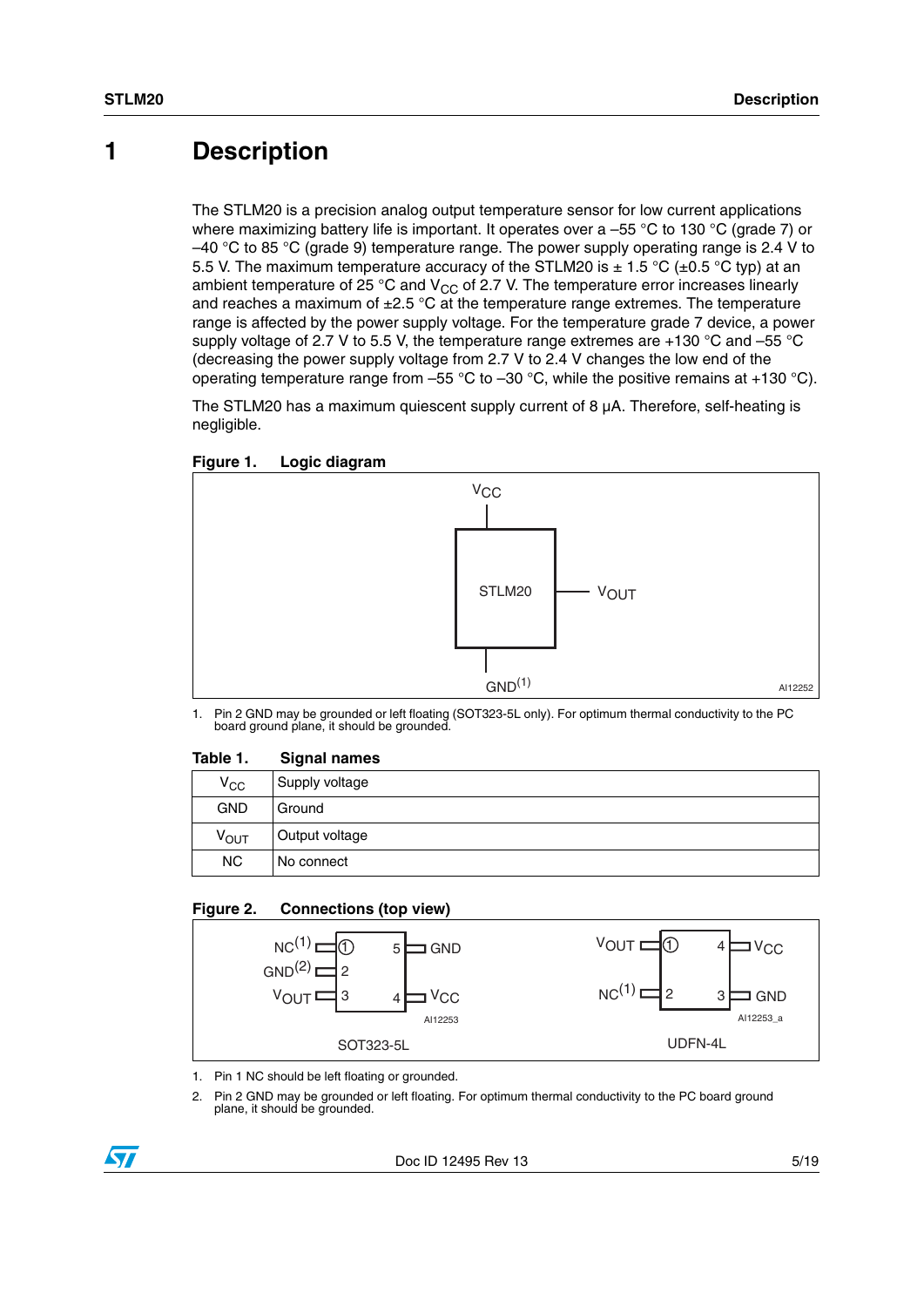# 1 Description

The STLM20 is a precision analog output temperature sensor for low current applications where maximizing battery life is important. It operates over a –55 °C to 130 °C (grade 7) or –40 °C to 85 °C (grade 9) temperature range. The power supply operating range is 2.4 V to 5.5 V. The maximum temperature accuracy of the STLM20 is ± 1.5 °C (±0.5 °C typ) at an ambient temperature of 25 °C and $V_{CC}$ of 2.7 V. The temperature error increases linearly and reaches a maximum of ±2.5 °C at the temperature range extremes. The temperature range is affected by the power supply voltage. For the temperature grade 7 device, a power supply voltage of 2.7 V to 5.5 V, the temperature range extremes are +130 °C and –55 °C (decreasing the power supply voltage from 2.7 V to 2.4 V changes the low end of the operating temperature range from –55 °C to –30 °C, while the positive remains at +130 °C).

The STLM20 has a maximum quiescent supply current of 8 µA. Therefore, self-heating is negligible.

**Figure 1. Logic diagram**

1. Pin 2 GND may be grounded or left floating (SOT323-5L only). For optimum thermal conductivity to the PC board ground plane, it should be grounded.

**Table 1. Signal names**

| | |
|---|---|
| $V_{CC}$ | Supply voltage |
| GND | Ground |
| $V_{OUT}$ | Output voltage |
| NC | No connect |

**Figure 2. Connections (top view)**

1. Pin 1 NC should be left floating or grounded.
2. Pin 2 GND may be grounded or left floating. For optimum thermal conductivity to the PC board ground plane, it should be grounded.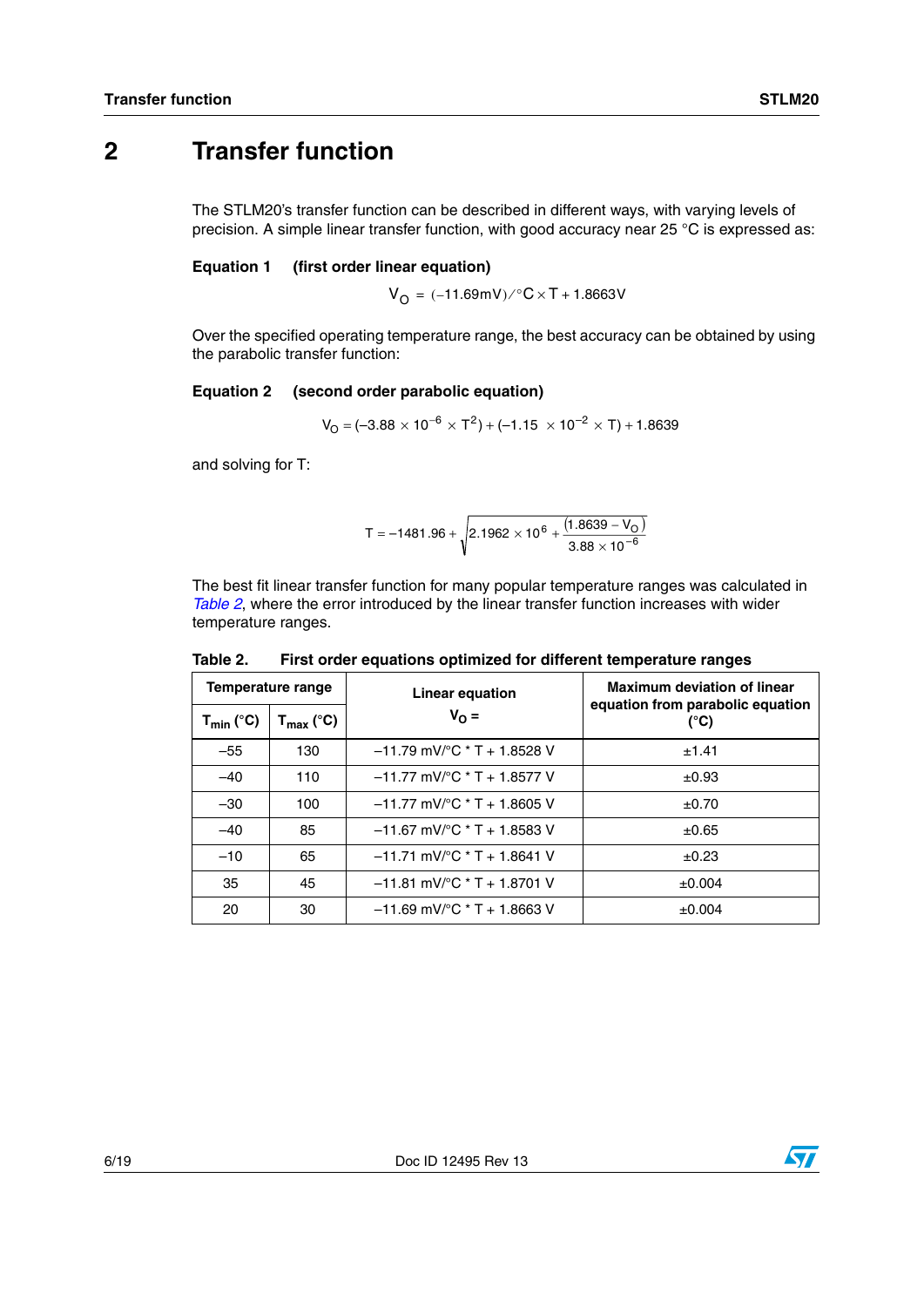# 2 Transfer function

The STLM20's transfer function can be described in different ways, with varying levels of precision. A simple linear transfer function, with good accuracy near 25 °C is expressed as:

**Equation 1 (first order linear equation)**

$$V_O = (-11.69\text{mV})/°C \times T + 1.8663V$$

Over the specified operating temperature range, the best accuracy can be obtained by using the parabolic transfer function:

**Equation 2 (second order parabolic equation)**

$$V_O = (-3.88 \times 10^{-6} \times T^2) + (-1.15 \times 10^{-2} \times T) + 1.8639$$

and solving for T:

$$T = -1481.96 + \sqrt{2.1962 \times 10^6 + \frac{(1.8639 - V_O)}{3.88 \times 10^{-6}}}$$

The best fit linear transfer function for many popular temperature ranges was calculated in *Table 2*, where the error introduced by the linear transfer function increases with wider temperature ranges.

**Table 2. First order equations optimized for different temperature ranges**

| Temperature range | | Linear equation $V_O$ = | Maximum deviation of linear equation from parabolic equation (°C) |
|---|---|---|---|
| $T_{min}$ (°C) | $T_{max}$ (°C) | | |
| –55 | 130 | –11.79 mV/°C * T + 1.8528 V | ±1.41 |
| –40 | 110 | –11.77 mV/°C * T + 1.8577 V | ±0.93 |
| –30 | 100 | –11.77 mV/°C * T + 1.8605 V | ±0.70 |
| –40 | 85 | –11.67 mV/°C * T + 1.8583 V | ±0.65 |
| –10 | 65 | –11.71 mV/°C * T + 1.8641 V | ±0.23 |
| 35 | 45 | –11.81 mV/°C * T + 1.8701 V | ±0.004 |
| 20 | 30 | –11.69 mV/°C * T + 1.8663 V | ±0.004 |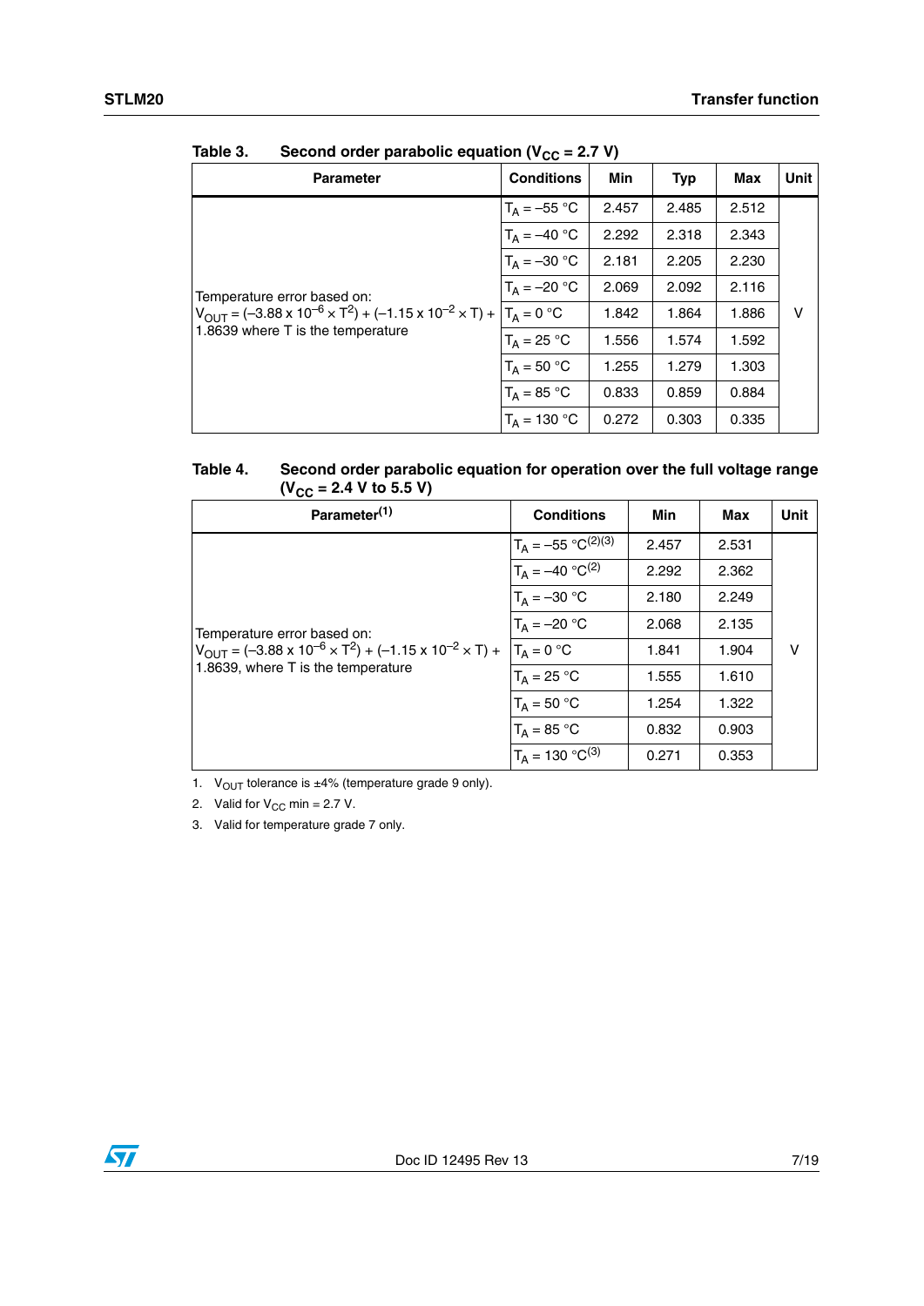Table 3. Second order parabolic equation ($V_{CC}$ = 2.7 V)

| Parameter | Conditions | Min | Typ | Max | Unit |
|---|---|---|---|---|---|
| Temperature error based on: $V_{OUT} = (-3.88 \times 10^{-6} \times T^2) + (-1.15 \times 10^{-2} \times T) + 1.8639$ where T is the temperature | $T_A$ = –55 °C | 2.457 | 2.485 | 2.512 | V |
| | $T_A$ = –40 °C | 2.292 | 2.318 | 2.343 | |
| | $T_A$ = –30 °C | 2.181 | 2.205 | 2.230 | |
| | $T_A$ = –20 °C | 2.069 | 2.092 | 2.116 | |
| | $T_A$ = 0 °C | 1.842 | 1.864 | 1.886 | |
| | $T_A$ = 25 °C | 1.556 | 1.574 | 1.592 | |
| | $T_A$ = 50 °C | 1.255 | 1.279 | 1.303 | |
| | $T_A$ = 85 °C | 0.833 | 0.859 | 0.884 | |
| | $T_A$ = 130 °C | 0.272 | 0.303 | 0.335 | |

Table 4. Second order parabolic equation for operation over the full voltage range ($V_{CC}$ = 2.4 V to 5.5 V)

| Parameter(1) | Conditions | Min | Max | Unit |
|---|---|---|---|---|
| Temperature error based on: $V_{OUT} = (-3.88 \times 10^{-6} \times T^2) + (-1.15 \times 10^{-2} \times T) + 1.8639$, where T is the temperature | $T_A$ = –55 °C(2)(3) | 2.457 | 2.531 | V |
| | $T_A$ = –40 °C(2) | 2.292 | 2.362 | |
| | $T_A$ = –30 °C | 2.180 | 2.249 | |
| | $T_A$ = –20 °C | 2.068 | 2.135 | |
| | $T_A$ = 0 °C | 1.841 | 1.904 | |
| | $T_A$ = 25 °C | 1.555 | 1.610 | |
| | $T_A$ = 50 °C | 1.254 | 1.322 | |
| | $T_A$ = 85 °C | 0.832 | 0.903 | |
| | $T_A$ = 130 °C(3) | 0.271 | 0.353 | |

1. $V_{OUT}$ tolerance is ±4% (temperature grade 9 only).
2. Valid for $V_{CC}$ min = 2.7 V.
3. Valid for temperature grade 7 only.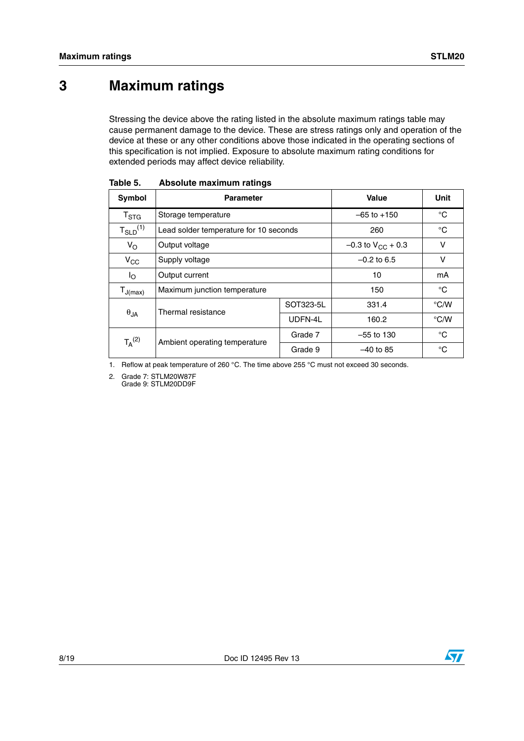# 3 Maximum ratings

Stressing the device above the rating listed in the absolute maximum ratings table may cause permanent damage to the device. These are stress ratings only and operation of the device at these or any other conditions above those indicated in the operating sections of this specification is not implied. Exposure to absolute maximum rating conditions for extended periods may affect device reliability.

**Table 5. Absolute maximum ratings**

| Symbol | Parameter | | Value | Unit |
|---|---|---|---|---|
| $T_{STG}$ | Storage temperature | | –65 to +150 | °C |
| $T_{SLD}$ (1) | Lead solder temperature for 10 seconds | | 260 | °C |
| $V_O$ | Output voltage | | –0.3 to $V_{CC}$ + 0.3 | V |
| $V_{CC}$ | Supply voltage | | –0.2 to 6.5 | V |
| $I_O$ | Output current | | 10 | mA |
| $T_{J(max)}$ | Maximum junction temperature | | 150 | °C |
| $\theta_{JA}$ | Thermal resistance | SOT323-5L | 331.4 | °C/W |
| | | UDFN-4L | 160.2 | °C/W |
| $T_A$ (2) | Ambient operating temperature | Grade 7 | –55 to 130 | °C |
| | | Grade 9 | –40 to 85 | °C |

1. Reflow at peak temperature of 260 °C. The time above 255 °C must not exceed 30 seconds.
2. Grade 7: STLM20W87F
   Grade 9: STLM20DD9F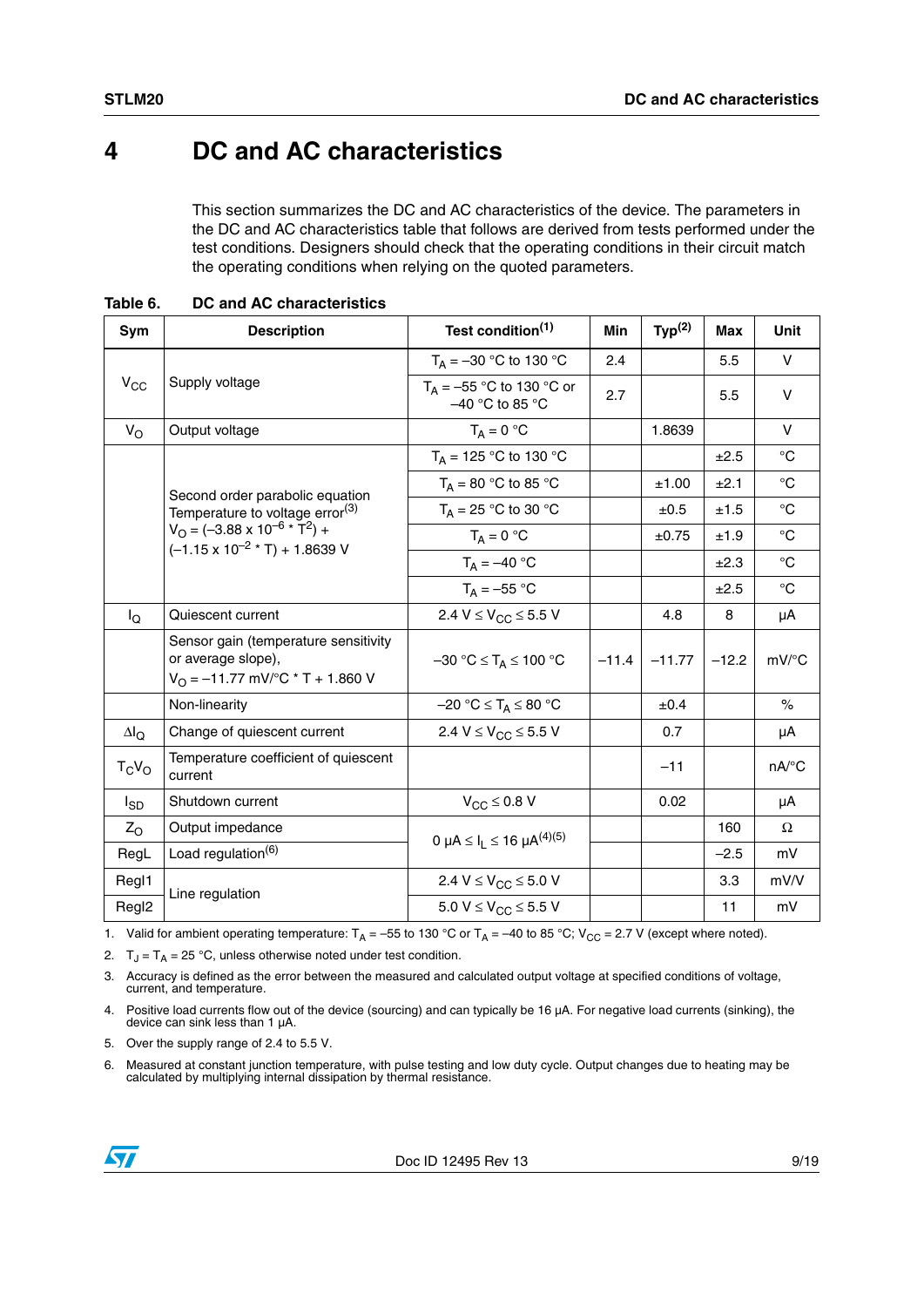# 4 DC and AC characteristics

This section summarizes the DC and AC characteristics of the device. The parameters in the DC and AC characteristics table that follows are derived from tests performed under the test conditions. Designers should check that the operating conditions in their circuit match the operating conditions when relying on the quoted parameters.

**Table 6. DC and AC characteristics**

| Sym | Description | Test condition[1] | Min | Typ[2] | Max | Unit |
|---|---|---|---|---|---|---|
| $V_{CC}$ | Supply voltage | $T_A$ = –30 °C to 130 °C | 2.4 | | 5.5 | V |
| | | $T_A$ = –55 °C to 130 °C or –40 °C to 85 °C | 2.7 | | 5.5 | V |
| $V_O$ | Output voltage | $T_A$ = 0 °C | | 1.8639 | | V |
| | Second order parabolic equation Temperature to voltage error[3] $V_O = (-3.88 \times 10^{-6} * T^2) + (-1.15 \times 10^{-2} * T) + 1.8639$ V | $T_A$ = 125 °C to 130 °C | | | ±2.5 | °C |
| | | $T_A$ = 80 °C to 85 °C | | ±1.00 | ±2.1 | °C |
| | | $T_A$ = 25 °C to 30 °C | | ±0.5 | ±1.5 | °C |
| | | $T_A$ = 0 °C | | ±0.75 | ±1.9 | °C |
| | | $T_A$ = –40 °C | | | ±2.3 | °C |
| | | $T_A$ = –55 °C | | | ±2.5 | °C |
| $I_Q$ | Quiescent current | 2.4 V ≤ $V_{CC}$ ≤ 5.5 V | | 4.8 | 8 | µA |
| | Sensor gain (temperature sensitivity or average slope), $V_O$ = –11.77 mV/°C * T + 1.860 V | –30 °C ≤ $T_A$ ≤ 100 °C | –11.4 | –11.77 | –12.2 | mV/°C |
| | Non-linearity | –20 °C ≤ $T_A$ ≤ 80 °C | | ±0.4 | | % |
| $\Delta I_Q$ | Change of quiescent current | 2.4 V ≤ $V_{CC}$ ≤ 5.5 V | | 0.7 | | µA |
| $T_C V_O$ | Temperature coefficient of quiescent current | | | –11 | | nA/°C |
| $I_{SD}$ | Shutdown current | $V_{CC}$ ≤ 0.8 V | | 0.02 | | µA |
| $Z_O$ | Output impedance | 0 µA ≤ $I_L$ ≤ 16 µA[4][5] | | | 160 | Ω |
| RegL | Load regulation[6] | | | | –2.5 | mV |
| Regl1 | Line regulation | 2.4 V ≤ $V_{CC}$ ≤ 5.0 V | | | 3.3 | mV/V |
| Regl2 | | 5.0 V ≤ $V_{CC}$ ≤ 5.5 V | | | 11 | mV |

1. Valid for ambient operating temperature: $T_A$ = –55 to 130 °C or $T_A$ = –40 to 85 °C; $V_{CC}$ = 2.7 V (except where noted).
2. $T_J = T_A$ = 25 °C, unless otherwise noted under test condition.
3. Accuracy is defined as the error between the measured and calculated output voltage at specified conditions of voltage, current, and temperature.
4. Positive load currents flow out of the device (sourcing) and can typically be 16 µA. For negative load currents (sinking), the device can sink less than 1 µA.
5. Over the supply range of 2.4 to 5.5 V.
6. Measured at constant junction temperature, with pulse testing and low duty cycle. Output changes due to heating may be calculated by multiplying internal dissipation by thermal resistance.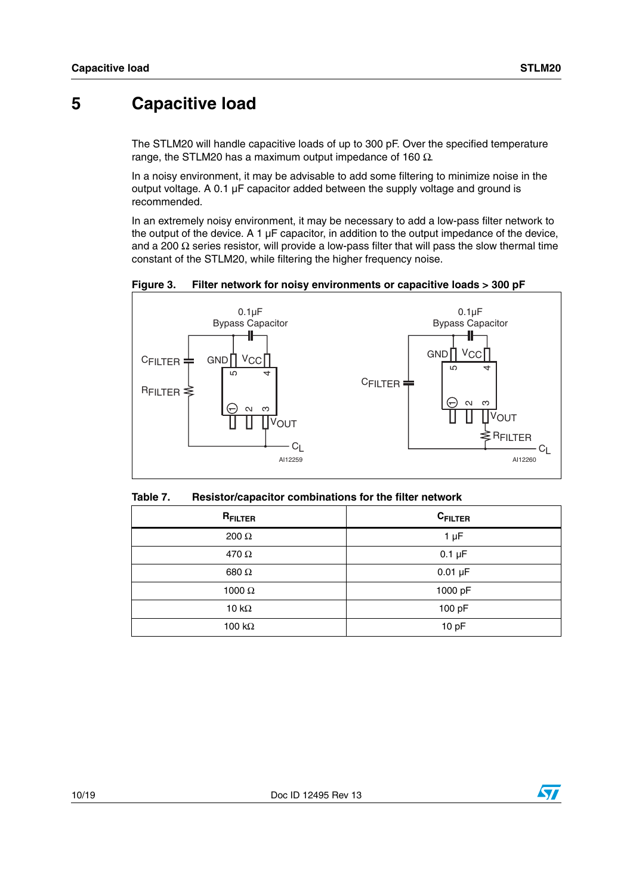# 5 Capacitive load

The STLM20 will handle capacitive loads of up to 300 pF. Over the specified temperature range, the STLM20 has a maximum output impedance of 160 Ω.

In a noisy environment, it may be advisable to add some filtering to minimize noise in the output voltage. A 0.1 µF capacitor added between the supply voltage and ground is recommended.

In an extremely noisy environment, it may be necessary to add a low-pass filter network to the output of the device. A 1 µF capacitor, in addition to the output impedance of the device, and a 200 Ω series resistor, will provide a low-pass filter that will pass the slow thermal time constant of the STLM20, while filtering the higher frequency noise.

**Figure 3. Filter network for noisy environments or capacitive loads > 300 pF**

**Table 7. Resistor/capacitor combinations for the filter network**

| $R_{FILTER}$ | $C_{FILTER}$ |
|---|---|
| 200 Ω | 1 µF |
| 470 Ω | 0.1 µF |
| 680 Ω | 0.01 µF |
| 1000 Ω | 1000 pF |
| 10 kΩ | 100 pF |
| 100 kΩ | 10 pF |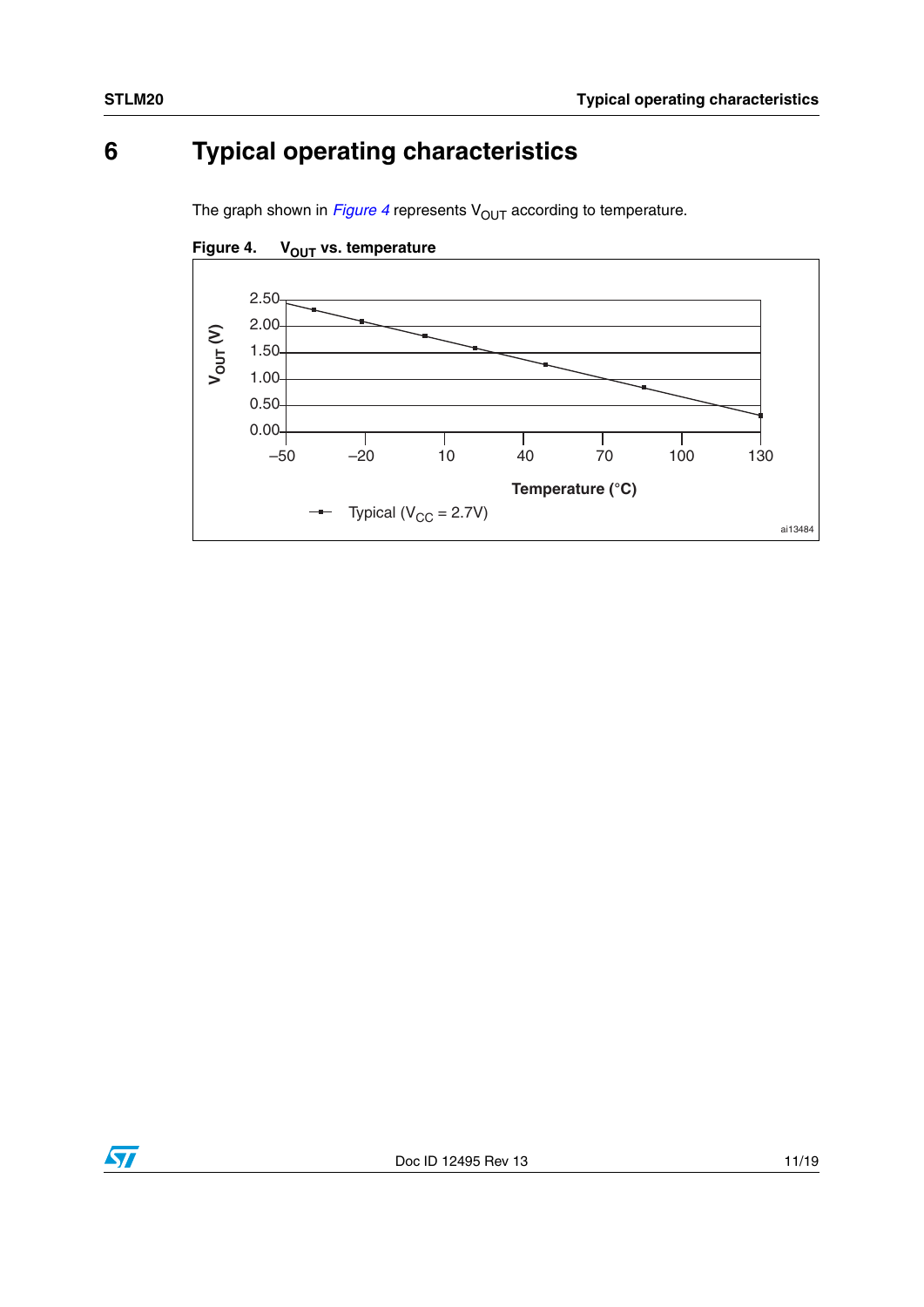# 6 Typical operating characteristics

The graph shown in *Figure 4* represents $V_{OUT}$ according to temperature.

**Figure 4. $V_{OUT}$ vs. temperature**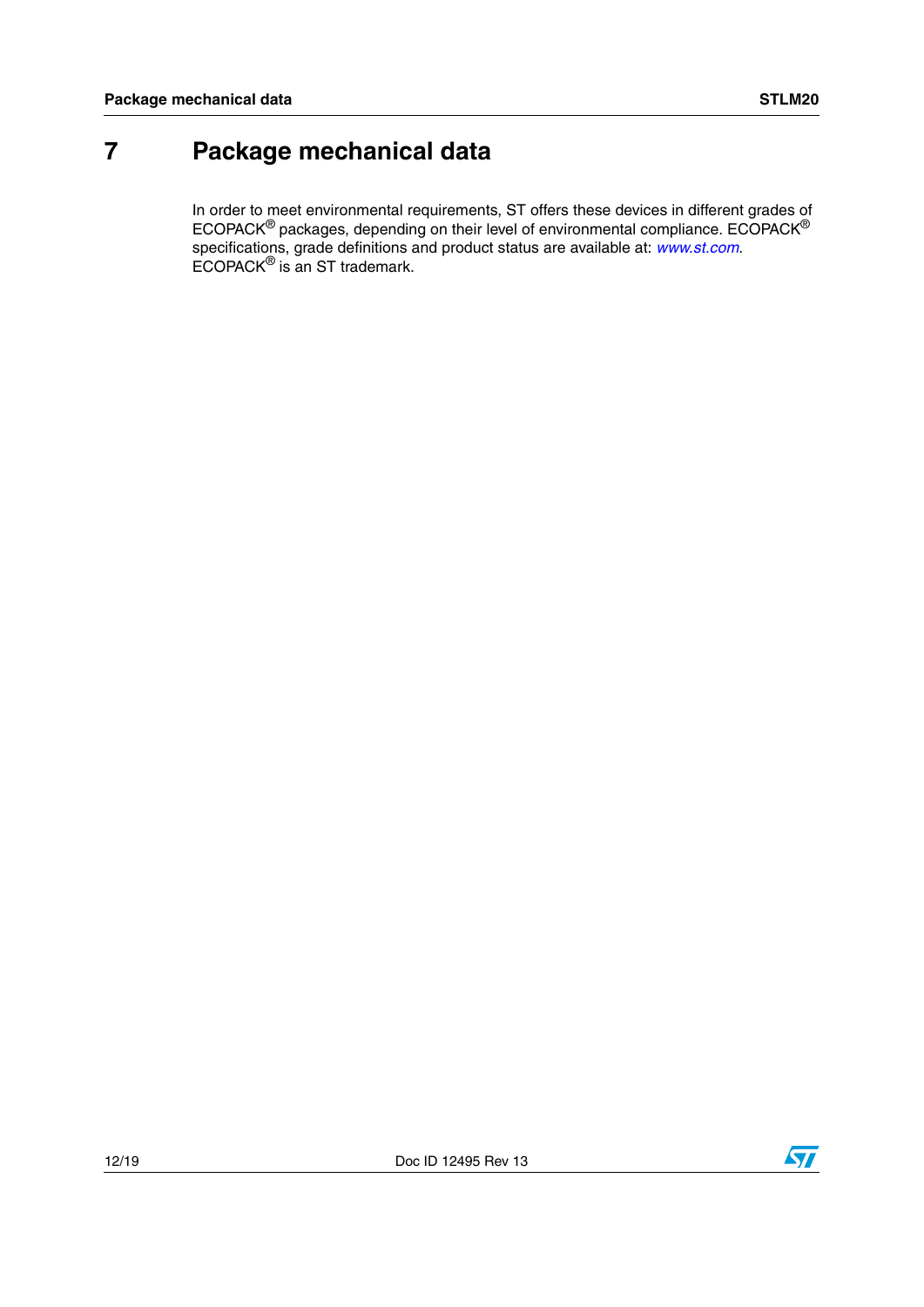# 7 Package mechanical data

In order to meet environmental requirements, ST offers these devices in different grades of ECOPACK® packages, depending on their level of environmental compliance. ECOPACK® specifications, grade definitions and product status are available at: *www.st.com*. ECOPACK® is an ST trademark.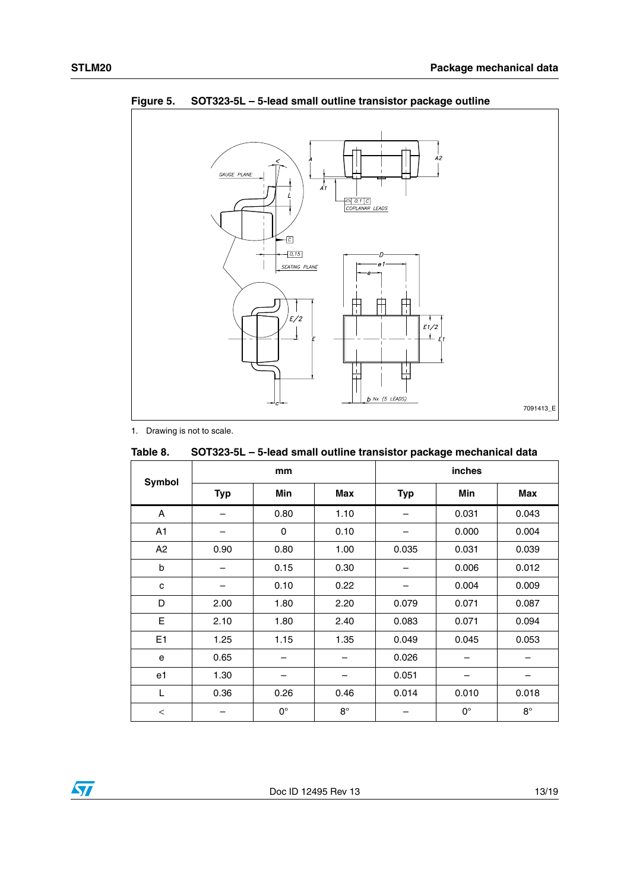**Figure 5. SOT323-5L – 5-lead small outline transistor package outline**

1. Drawing is not to scale.

**Table 8. SOT323-5L – 5-lead small outline transistor package mechanical data**

| Symbol | mm | | | inches | | |
|---|---|---|---|---|---|---|
| | Typ | Min | Max | Typ | Min | Max |
| A | – | 0.80 | 1.10 | – | 0.031 | 0.043 |
| A1 | – | 0 | 0.10 | – | 0.000 | 0.004 |
| A2 | 0.90 | 0.80 | 1.00 | 0.035 | 0.031 | 0.039 |
| b | – | 0.15 | 0.30 | – | 0.006 | 0.012 |
| c | – | 0.10 | 0.22 | – | 0.004 | 0.009 |
| D | 2.00 | 1.80 | 2.20 | 0.079 | 0.071 | 0.087 |
| E | 2.10 | 1.80 | 2.40 | 0.083 | 0.071 | 0.094 |
| E1 | 1.25 | 1.15 | 1.35 | 0.049 | 0.045 | 0.053 |
| e | 0.65 | – | – | 0.026 | – | – |
| e1 | 1.30 | – | – | 0.051 | – | – |
| L | 0.36 | 0.26 | 0.46 | 0.014 | 0.010 | 0.018 |
| < | – | 0° | 8° | – | 0° | 8° |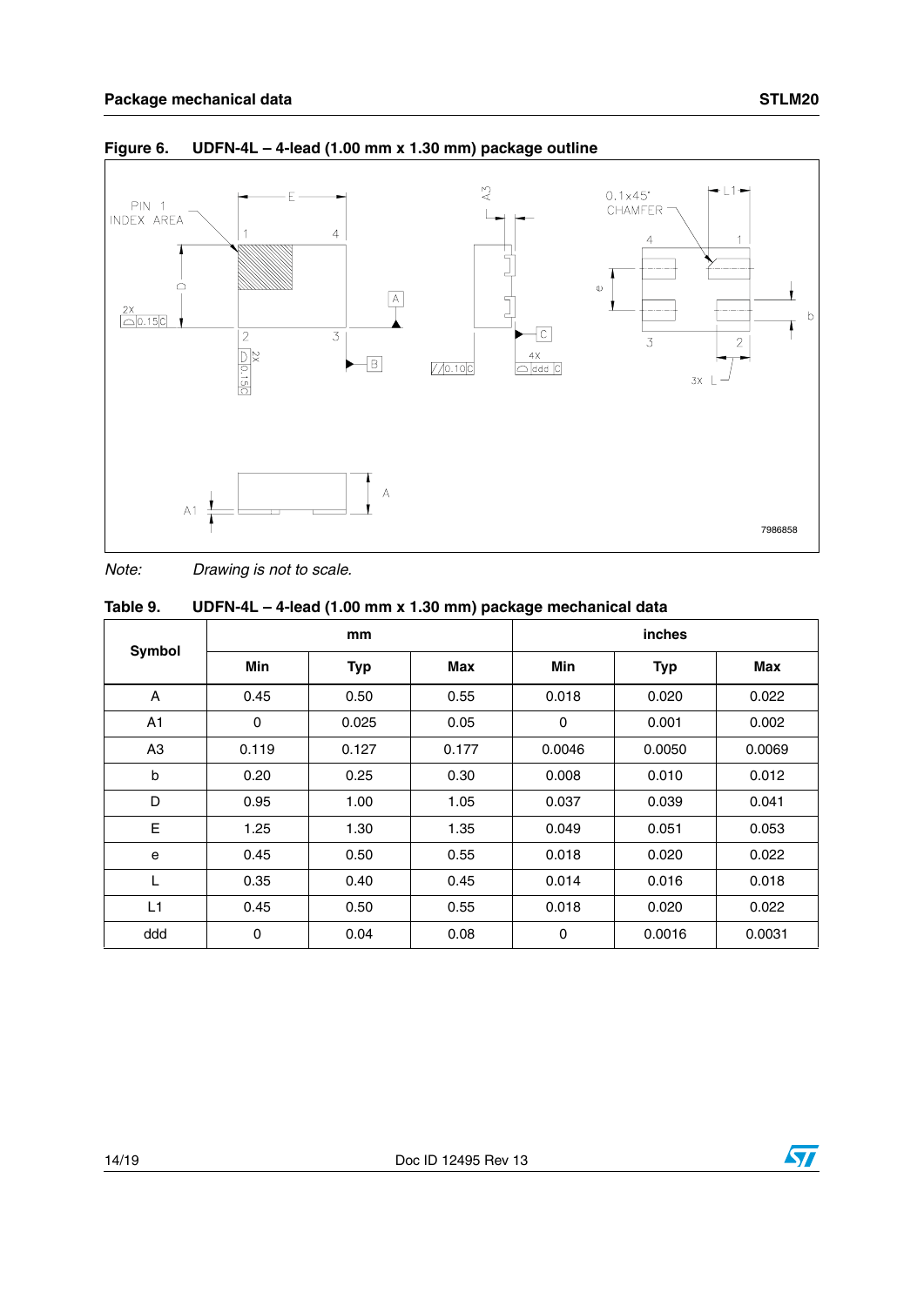## Figure 6. UDFN-4L – 4-lead (1.00 mm x 1.30 mm) package outline

*Note: Drawing is not to scale.*

## Table 9. UDFN-4L – 4-lead (1.00 mm x 1.30 mm) package mechanical data

| Symbol | mm | | | inches | | |
|---|---|---|---|---|---|---|
| | Min | Typ | Max | Min | Typ | Max |
| A | 0.45 | 0.50 | 0.55 | 0.018 | 0.020 | 0.022 |
| A1 | 0 | 0.025 | 0.05 | 0 | 0.001 | 0.002 |
| A3 | 0.119 | 0.127 | 0.177 | 0.0046 | 0.0050 | 0.0069 |
| b | 0.20 | 0.25 | 0.30 | 0.008 | 0.010 | 0.012 |
| D | 0.95 | 1.00 | 1.05 | 0.037 | 0.039 | 0.041 |
| E | 1.25 | 1.30 | 1.35 | 0.049 | 0.051 | 0.053 |
| e | 0.45 | 0.50 | 0.55 | 0.018 | 0.020 | 0.022 |
| L | 0.35 | 0.40 | 0.45 | 0.014 | 0.016 | 0.018 |
| L1 | 0.45 | 0.50 | 0.55 | 0.018 | 0.020 | 0.022 |
| ddd | 0 | 0.04 | 0.08 | 0 | 0.0016 | 0.0031 |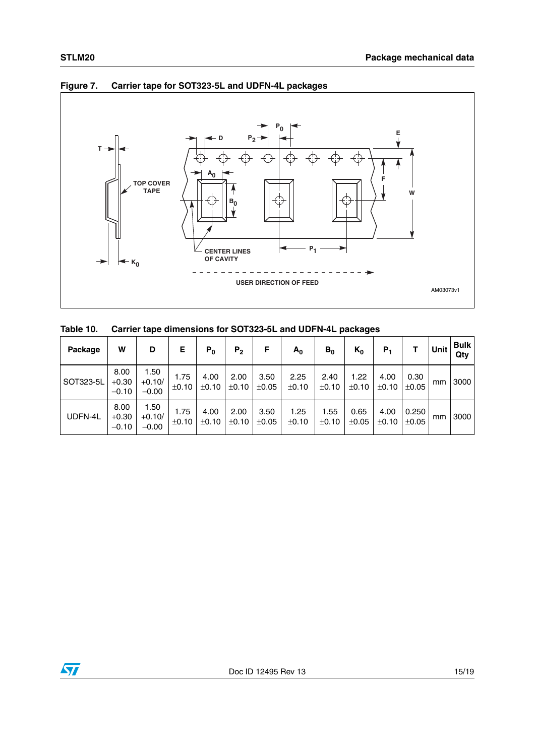**Figure 7. Carrier tape for SOT323-5L and UDFN-4L packages**

**Table 10. Carrier tape dimensions for SOT323-5L and UDFN-4L packages**

| Package | W | D | E | $P_0$ | $P_2$ | F | $A_0$ | $B_0$ | $K_0$ | $P_1$ | T | Unit | Bulk Qty |
|---|---|---|---|---|---|---|---|---|---|---|---|---|---|
| SOT323-5L | 8.00 +0.30 –0.10 | 1.50 +0.10/ –0.00 | 1.75 ±0.10 | 4.00 ±0.10 | 2.00 ±0.10 | 3.50 ±0.05 | 2.25 ±0.10 | 2.40 ±0.10 | 1.22 ±0.10 | 4.00 ±0.10 | 0.30 ±0.05 | mm | 3000 |
| UDFN-4L | 8.00 +0.30 –0.10 | 1.50 +0.10/ –0.00 | 1.75 ±0.10 | 4.00 ±0.10 | 2.00 ±0.10 | 3.50 ±0.05 | 1.25 ±0.10 | 1.55 ±0.10 | 0.65 ±0.05 | 4.00 ±0.10 | 0.250 ±0.05 | mm | 3000 |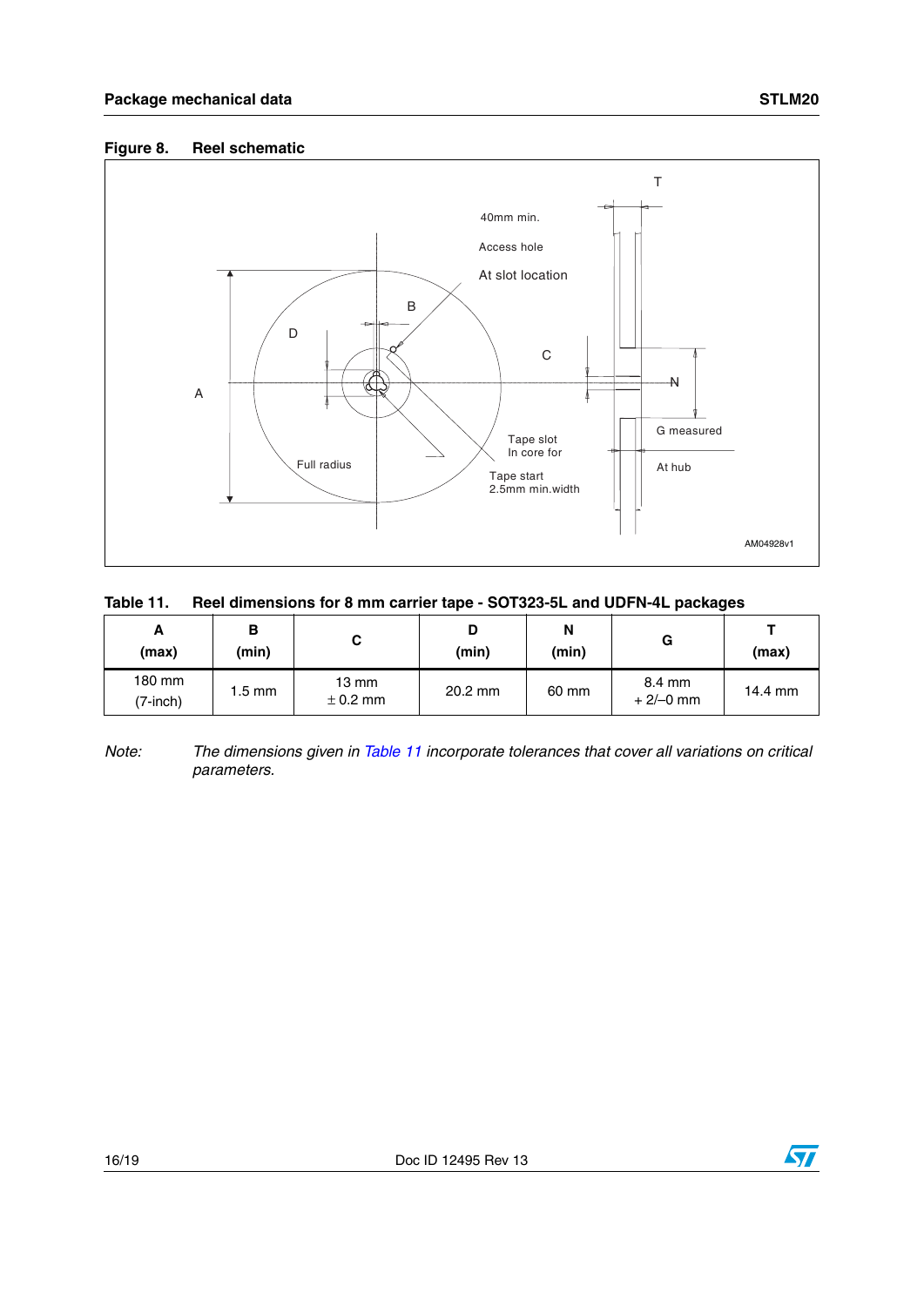**Figure 8. Reel schematic**

40mm min.

Access hole

At slot location

T

B

D

C

N

A

G measured

At hub

Tape slot In core for

Full radius

Tape start 2.5mm min.width

AM04928v1

**Table 11. Reel dimensions for 8 mm carrier tape - SOT323-5L and UDFN-4L packages**

| A (max) | B (min) | C | D (min) | N (min) | G | T (max) |
|---|---|---|---|---|---|---|
| 180 mm (7-inch) | 1.5 mm | 13 mm ± 0.2 mm | 20.2 mm | 60 mm | 8.4 mm + 2/–0 mm | 14.4 mm |

*Note: The dimensions given in Table 11 incorporate tolerances that cover all variations on critical parameters.*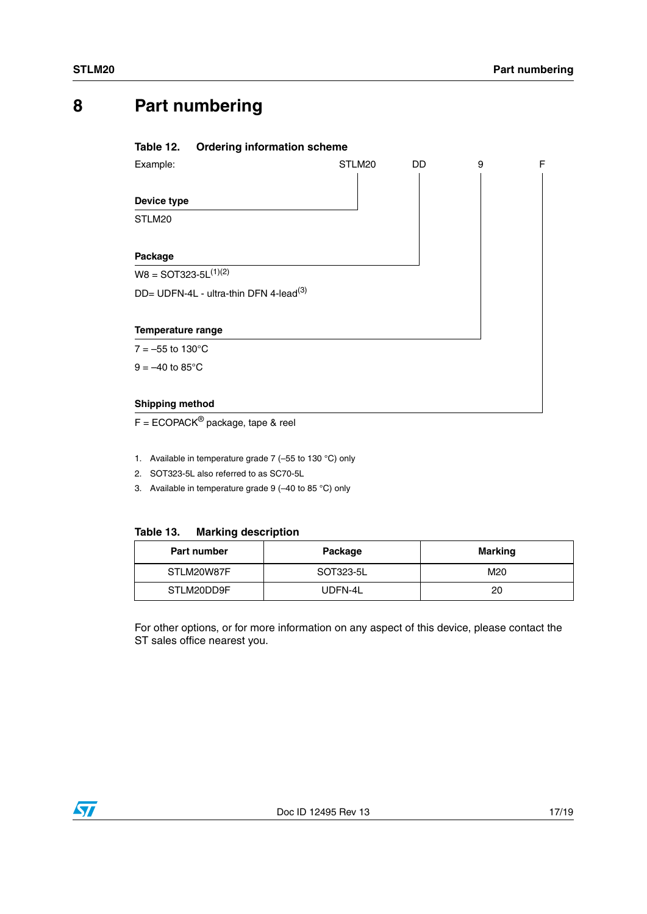# 8 Part numbering

**Table 12. Ordering information scheme**

Example: STLM20 DD 9 F

**Device type**

STLM20

**Package**

W8 = SOT323-5L[(1)(2)]

DD= UDFN-4L - ultra-thin DFN 4-lead[(3)]

**Temperature range**

7 = –55 to 130°C

9 = –40 to 85°C

**Shipping method**

F = ECOPACK® package, tape & reel

1. Available in temperature grade 7 (–55 to 130 °C) only
2. SOT323-5L also referred to as SC70-5L
3. Available in temperature grade 9 (–40 to 85 °C) only

**Table 13. Marking description**

| Part number | Package | Marking |
|---|---|---|
| STLM20W87F | SOT323-5L | M20 |
| STLM20DD9F | UDFN-4L | 20 |

For other options, or for more information on any aspect of this device, please contact the ST sales office nearest you.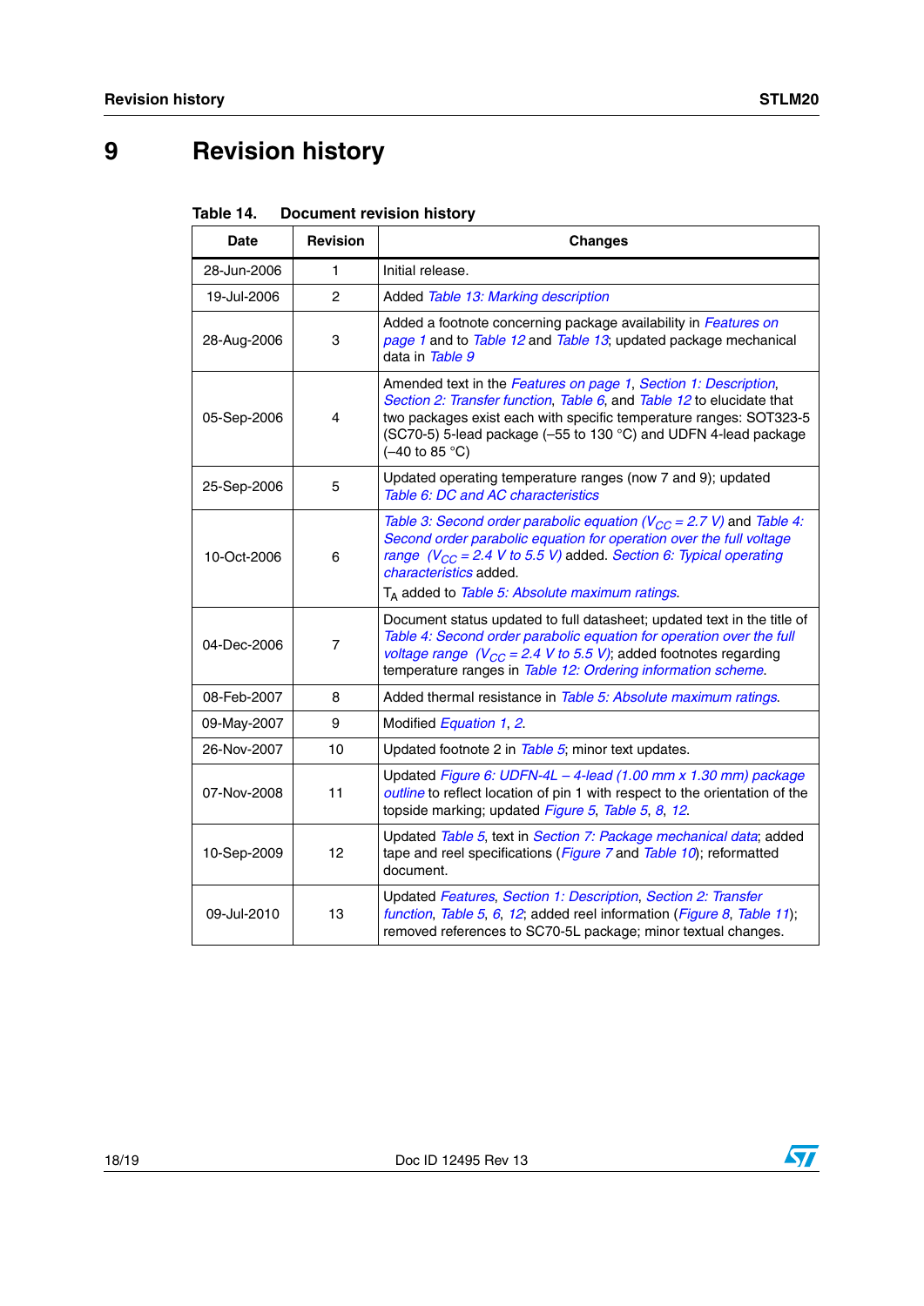# 9 Revision history

**Table 14. Document revision history**

| Date | Revision | Changes |
|---|---|---|
| 28-Jun-2006 | 1 | Initial release. |
| 19-Jul-2006 | 2 | Added *Table 13: Marking description* |
| 28-Aug-2006 | 3 | Added a footnote concerning package availability in *Features on page 1* and to *Table 12* and *Table 13*; updated package mechanical data in *Table 9* |
| 05-Sep-2006 | 4 | Amended text in the *Features on page 1*, *Section 1: Description*, *Section 2: Transfer function*, *Table 6*, and *Table 12* to elucidate that two packages exist each with specific temperature ranges: SOT323-5 (SC70-5) 5-lead package (–55 to 130 °C) and UDFN 4-lead package (–40 to 85 °C) |
| 25-Sep-2006 | 5 | Updated operating temperature ranges (now 7 and 9); updated *Table 6: DC and AC characteristics* |
| 10-Oct-2006 | 6 | *Table 3: Second order parabolic equation ($V_{CC}$ = 2.7 V)* and *Table 4: Second order parabolic equation for operation over the full voltage range ($V_{CC}$ = 2.4 V to 5.5 V)* added. *Section 6: Typical operating characteristics* added. $T_A$ added to *Table 5: Absolute maximum ratings*. |
| 04-Dec-2006 | 7 | Document status updated to full datasheet; updated text in the title of *Table 4: Second order parabolic equation for operation over the full voltage range ($V_{CC}$ = 2.4 V to 5.5 V)*; added footnotes regarding temperature ranges in *Table 12: Ordering information scheme*. |
| 08-Feb-2007 | 8 | Added thermal resistance in *Table 5: Absolute maximum ratings*. |
| 09-May-2007 | 9 | Modified *Equation 1*, *2*. |
| 26-Nov-2007 | 10 | Updated footnote 2 in *Table 5*; minor text updates. |
| 07-Nov-2008 | 11 | Updated *Figure 6: UDFN-4L – 4-lead (1.00 mm x 1.30 mm) package outline* to reflect location of pin 1 with respect to the orientation of the topside marking; updated *Figure 5*, *Table 5*, *8*, *12*. |
| 10-Sep-2009 | 12 | Updated *Table 5*, text in *Section 7: Package mechanical data*; added tape and reel specifications (*Figure 7* and *Table 10*); reformatted document. |
| 09-Jul-2010 | 13 | Updated *Features*, *Section 1: Description*, *Section 2: Transfer function*, *Table 5*, *6*, *12*; added reel information (*Figure 8*, *Table 11*); removed references to SC70-5L package; minor textual changes. |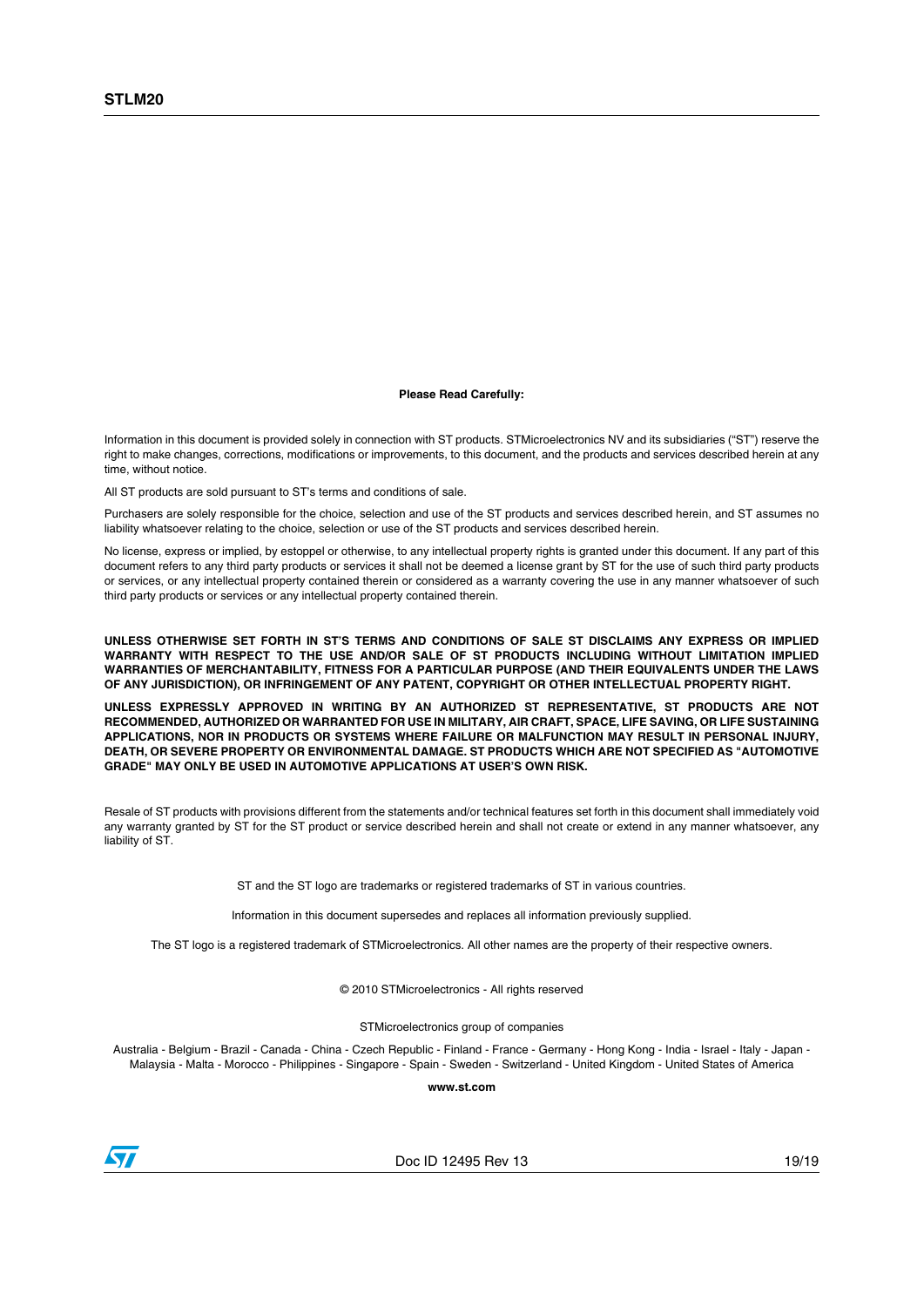**Please Read Carefully:**

Information in this document is provided solely in connection with ST products. STMicroelectronics NV and its subsidiaries ("ST") reserve the right to make changes, corrections, modifications or improvements, to this document, and the products and services described herein at any time, without notice.

All ST products are sold pursuant to ST's terms and conditions of sale.

Purchasers are solely responsible for the choice, selection and use of the ST products and services described herein, and ST assumes no liability whatsoever relating to the choice, selection or use of the ST products and services described herein.

No license, express or implied, by estoppel or otherwise, to any intellectual property rights is granted under this document. If any part of this document refers to any third party products or services it shall not be deemed a license grant by ST for the use of such third party products or services, or any intellectual property contained therein or considered as a warranty covering the use in any manner whatsoever of such third party products or services or any intellectual property contained therein.

**UNLESS OTHERWISE SET FORTH IN ST'S TERMS AND CONDITIONS OF SALE ST DISCLAIMS ANY EXPRESS OR IMPLIED WARRANTY WITH RESPECT TO THE USE AND/OR SALE OF ST PRODUCTS INCLUDING WITHOUT LIMITATION IMPLIED WARRANTIES OF MERCHANTABILITY, FITNESS FOR A PARTICULAR PURPOSE (AND THEIR EQUIVALENTS UNDER THE LAWS OF ANY JURISDICTION), OR INFRINGEMENT OF ANY PATENT, COPYRIGHT OR OTHER INTELLECTUAL PROPERTY RIGHT.**

**UNLESS EXPRESSLY APPROVED IN WRITING BY AN AUTHORIZED ST REPRESENTATIVE, ST PRODUCTS ARE NOT RECOMMENDED, AUTHORIZED OR WARRANTED FOR USE IN MILITARY, AIR CRAFT, SPACE, LIFE SAVING, OR LIFE SUSTAINING APPLICATIONS, NOR IN PRODUCTS OR SYSTEMS WHERE FAILURE OR MALFUNCTION MAY RESULT IN PERSONAL INJURY, DEATH, OR SEVERE PROPERTY OR ENVIRONMENTAL DAMAGE. ST PRODUCTS WHICH ARE NOT SPECIFIED AS "AUTOMOTIVE GRADE" MAY ONLY BE USED IN AUTOMOTIVE APPLICATIONS AT USER'S OWN RISK.**

Resale of ST products with provisions different from the statements and/or technical features set forth in this document shall immediately void any warranty granted by ST for the ST product or service described herein and shall not create or extend in any manner whatsoever, any liability of ST.

ST and the ST logo are trademarks or registered trademarks of ST in various countries.

Information in this document supersedes and replaces all information previously supplied.

The ST logo is a registered trademark of STMicroelectronics. All other names are the property of their respective owners.

© 2010 STMicroelectronics - All rights reserved

STMicroelectronics group of companies

Australia - Belgium - Brazil - Canada - China - Czech Republic - Finland - France - Germany - Hong Kong - India - Israel - Italy - Japan - Malaysia - Malta - Morocco - Philippines - Singapore - Spain - Sweden - Switzerland - United Kingdom - United States of America

**www.st.com**